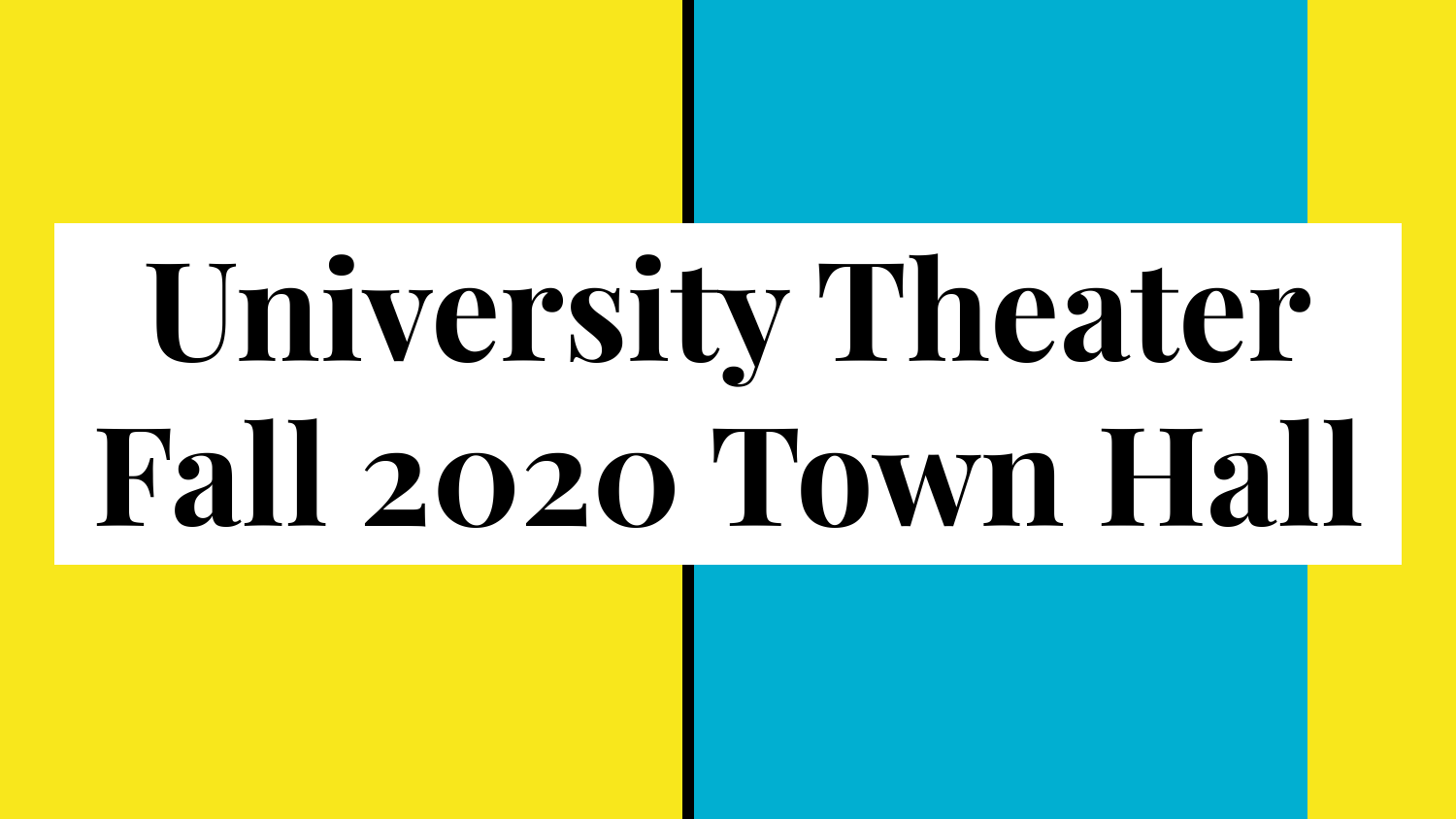# University Theater Fall 2020 Town Hall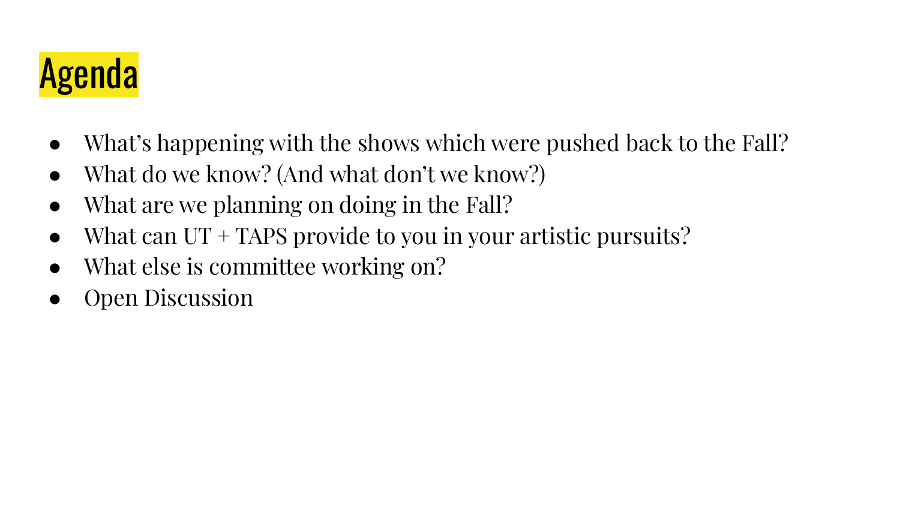# Agenda

- What's happening with the shows which were pushed back to the Fall?
- What do we know? (And what don't we know?)
- What are we planning on doing in the Fall?
- What can UT + TAPS provide to you in your artistic pursuits?
- What else is committee working on?
- Open Discussion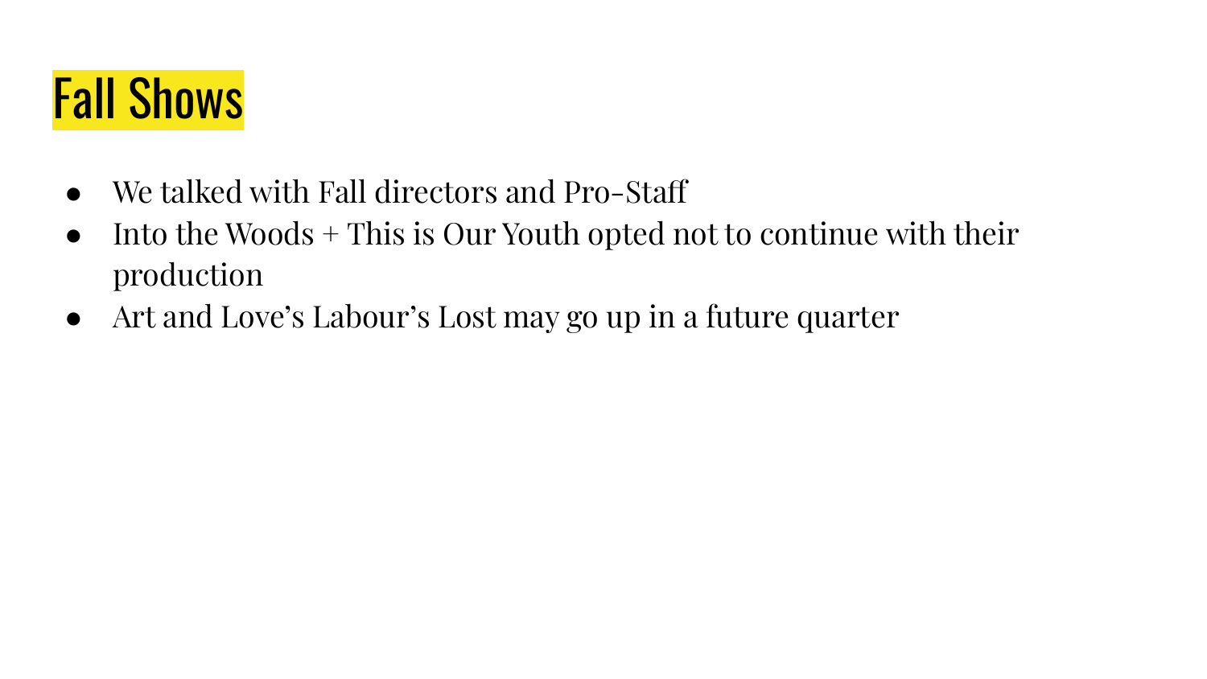# Fall Shows

- We talked with Fall directors and Pro-Staff
- Into the Woods + This is Our Youth opted not to continue with their production
- Art and Love's Labour's Lost may go up in a future quarter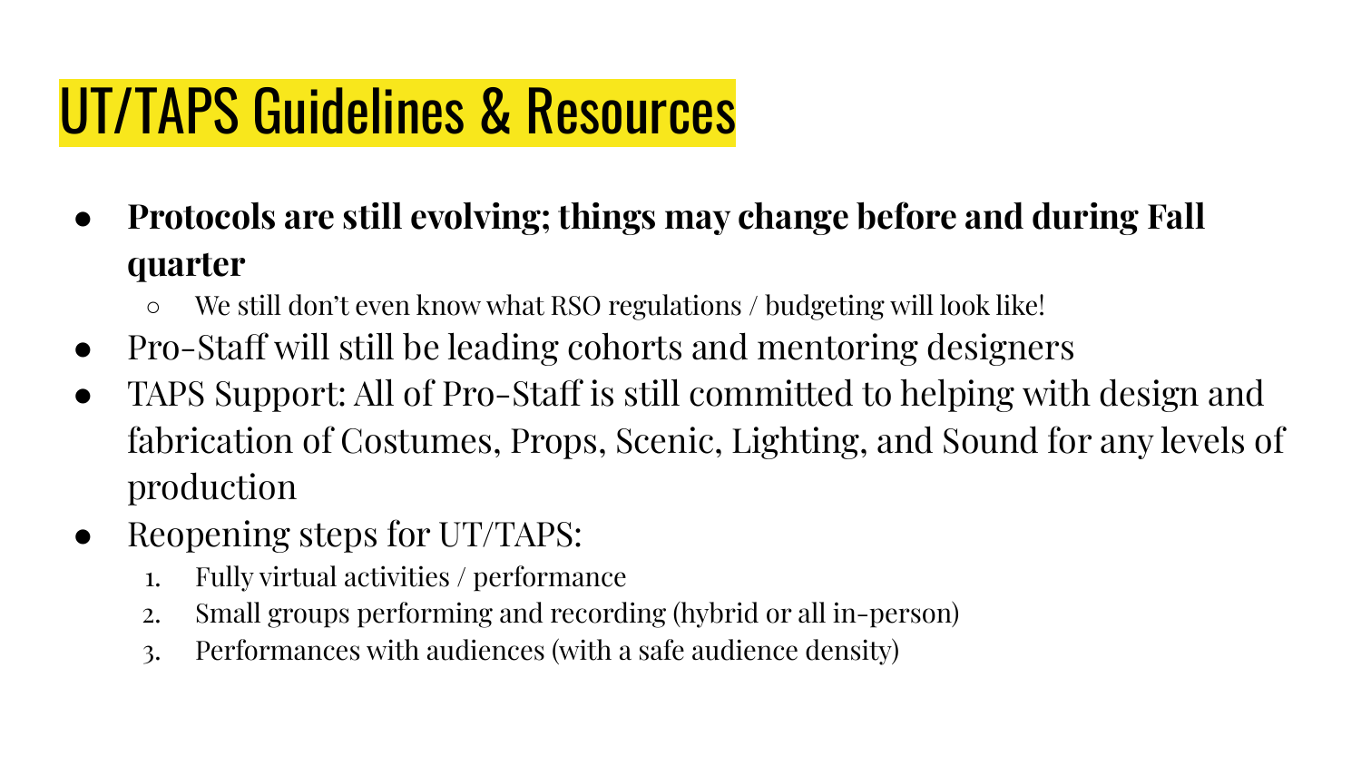# UT/TAPS Guidelines & Resources

- **Protocols are still evolving; things may change before and during Fall quarter**
  - We still don't even know what RSO regulations / budgeting will look like!
- Pro-Staff will still be leading cohorts and mentoring designers
- TAPS Support: All of Pro-Staff is still committed to helping with design and fabrication of Costumes, Props, Scenic, Lighting, and Sound for any levels of production
- Reopening steps for UT/TAPS:
  1. Fully virtual activities / performance
  2. Small groups performing and recording (hybrid or all in-person)
  3. Performances with audiences (with a safe audience density)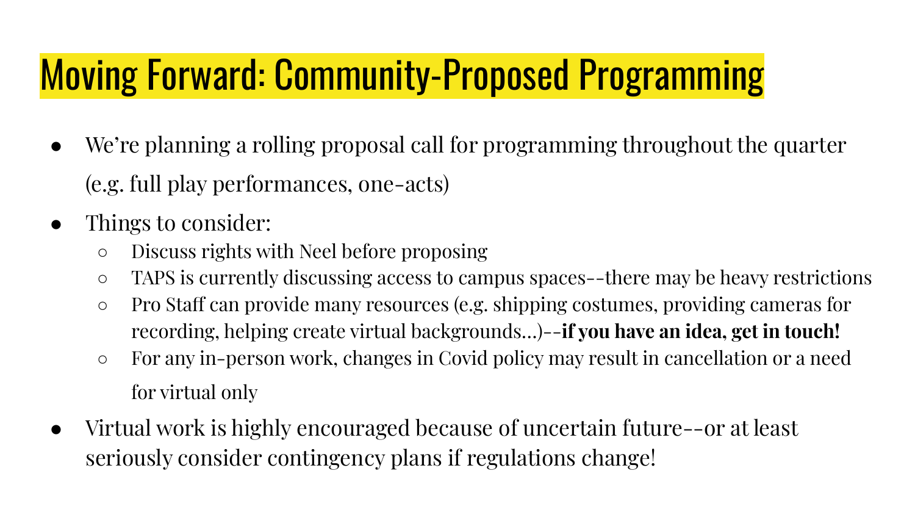# Moving Forward: Community-Proposed Programming

- We're planning a rolling proposal call for programming throughout the quarter (e.g. full play performances, one-acts)
- Things to consider:
  - Discuss rights with Neel before proposing
  - TAPS is currently discussing access to campus spaces--there may be heavy restrictions
  - Pro Staff can provide many resources (e.g. shipping costumes, providing cameras for recording, helping create virtual backgrounds…)--**if you have an idea, get in touch!**
  - For any in-person work, changes in Covid policy may result in cancellation or a need for virtual only
- Virtual work is highly encouraged because of uncertain future--or at least seriously consider contingency plans if regulations change!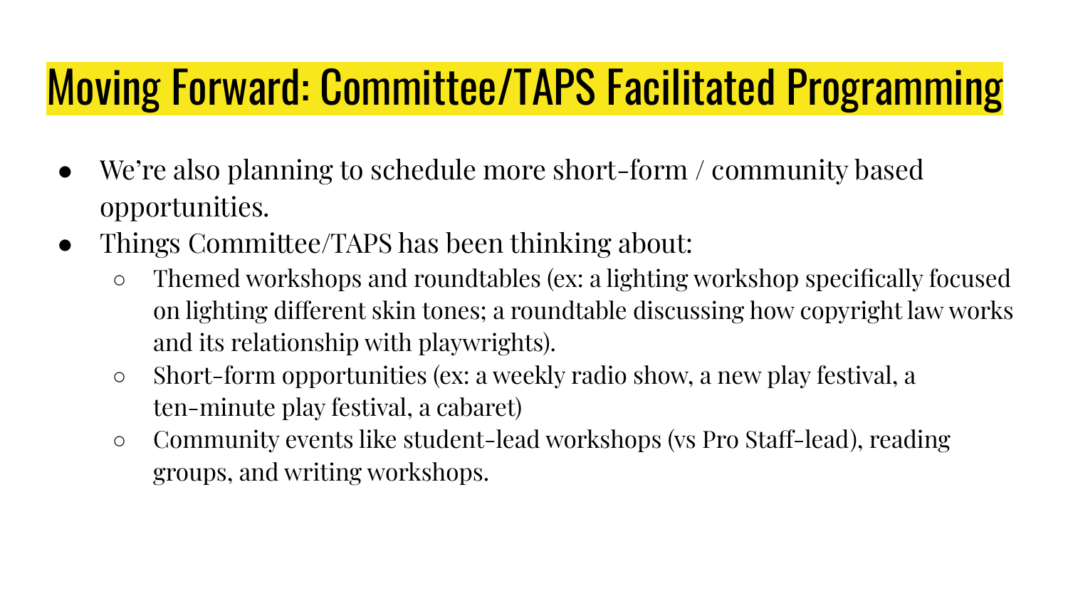# Moving Forward: Committee/TAPS Facilitated Programming

- We're also planning to schedule more short-form / community based opportunities.
- Things Committee/TAPS has been thinking about:
  - Themed workshops and roundtables (ex: a lighting workshop specifically focused on lighting different skin tones; a roundtable discussing how copyright law works and its relationship with playwrights).
  - Short-form opportunities (ex: a weekly radio show, a new play festival, a ten-minute play festival, a cabaret)
  - Community events like student-lead workshops (vs Pro Staff-lead), reading groups, and writing workshops.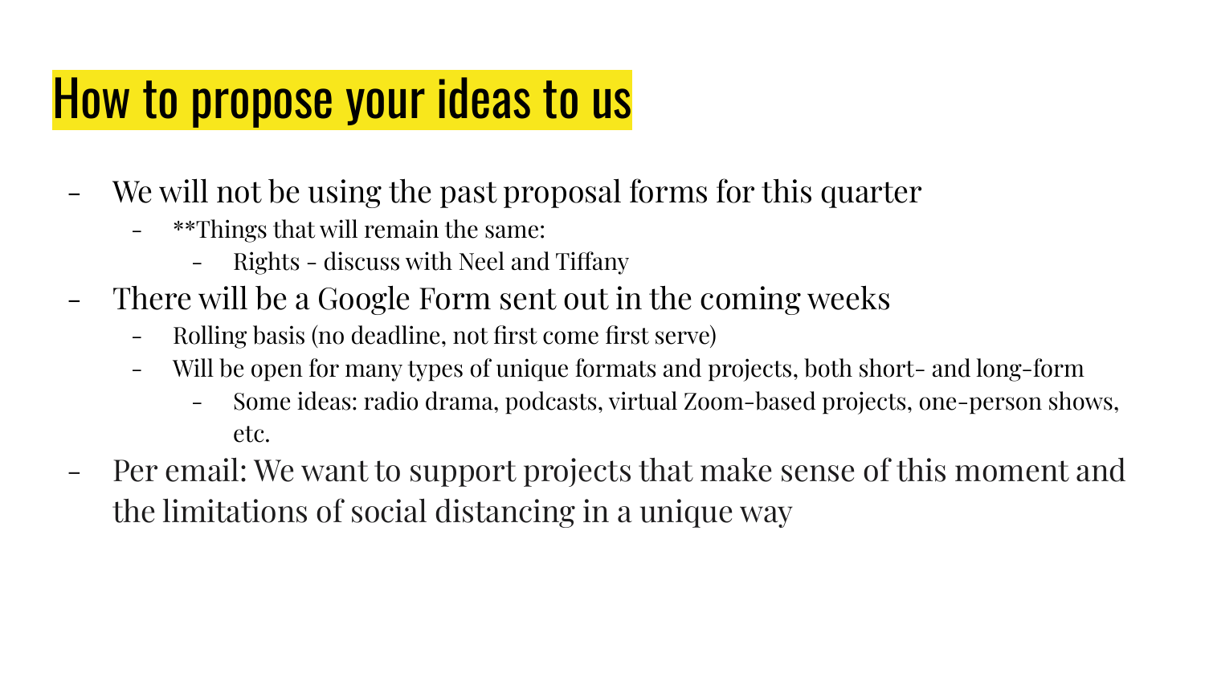# How to propose your ideas to us

- We will not be using the past proposal forms for this quarter
  - **Things that will remain the same:
    - Rights - discuss with Neel and Tiffany
- There will be a Google Form sent out in the coming weeks
  - Rolling basis (no deadline, not first come first serve)
  - Will be open for many types of unique formats and projects, both short- and long-form
    - Some ideas: radio drama, podcasts, virtual Zoom-based projects, one-person shows, etc.
- Per email: We want to support projects that make sense of this moment and the limitations of social distancing in a unique way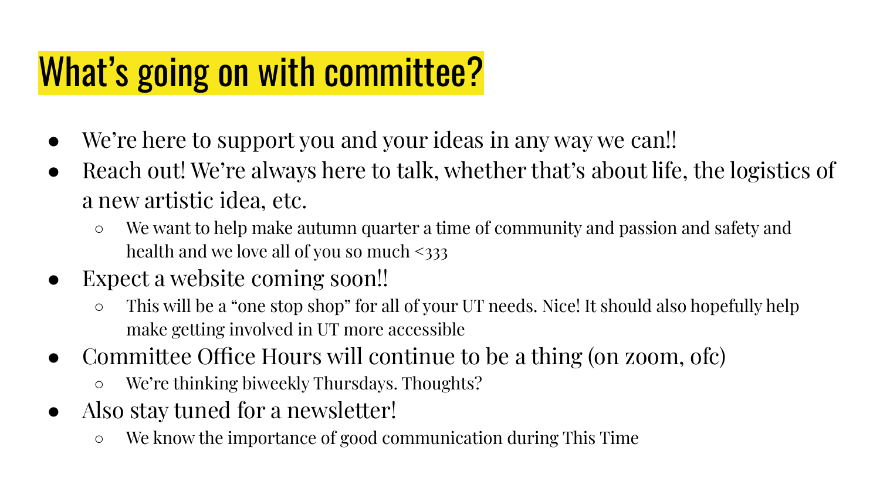# What's going on with committee?

- We're here to support you and your ideas in any way we can!!
- Reach out! We're always here to talk, whether that's about life, the logistics of a new artistic idea, etc.
  - We want to help make autumn quarter a time of community and passion and safety and health and we love all of you so much <333
- Expect a website coming soon!!
  - This will be a "one stop shop" for all of your UT needs. Nice! It should also hopefully help make getting involved in UT more accessible
- Committee Office Hours will continue to be a thing (on zoom, ofc)
  - We're thinking biweekly Thursdays. Thoughts?
- Also stay tuned for a newsletter!
  - We know the importance of good communication during This Time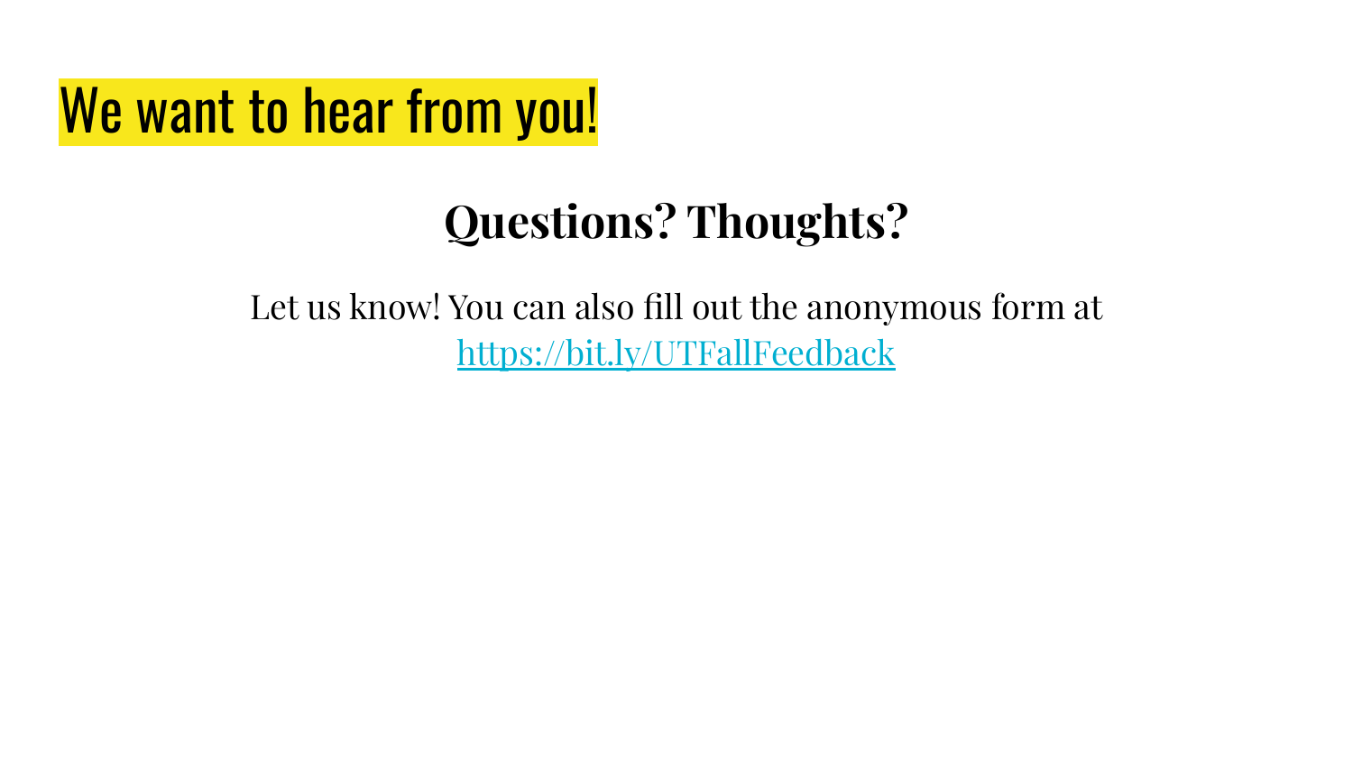# We want to hear from you!

## Questions? Thoughts?

Let us know! You can also fill out the anonymous form at [https://bit.ly/UTFallFeedback](https://bit.ly/UTFallFeedback)